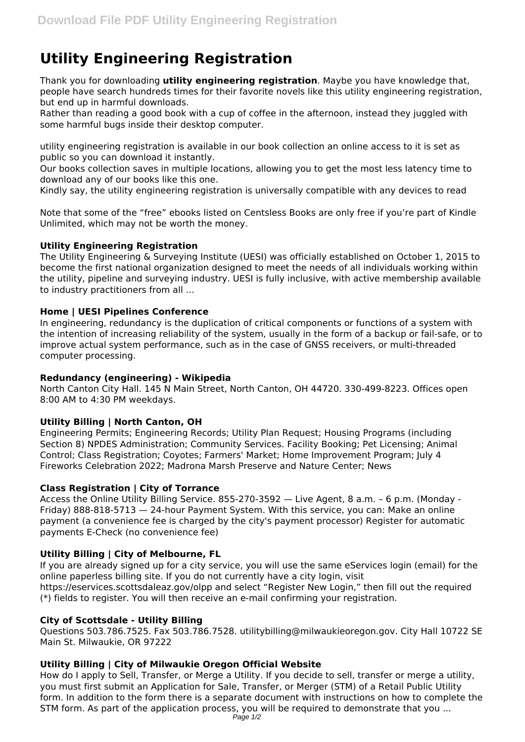# Utility Engineering Registration

Thank you for downloading **utility engineering registration**. Maybe you have knowledge that, people have search hundreds times for their favorite novels like this utility engineering registration, but end up in harmful downloads.
Rather than reading a good book with a cup of coffee in the afternoon, instead they juggled with some harmful bugs inside their desktop computer.

utility engineering registration is available in our book collection an online access to it is set as public so you can download it instantly.
Our books collection saves in multiple locations, allowing you to get the most less latency time to download any of our books like this one.
Kindly say, the utility engineering registration is universally compatible with any devices to read

Note that some of the "free" ebooks listed on Centsless Books are only free if you're part of Kindle Unlimited, which may not be worth the money.

### Utility Engineering Registration

The Utility Engineering & Surveying Institute (UESI) was officially established on October 1, 2015 to become the first national organization designed to meet the needs of all individuals working within the utility, pipeline and surveying industry. UESI is fully inclusive, with active membership available to industry practitioners from all ...

### Home | UESI Pipelines Conference

In engineering, redundancy is the duplication of critical components or functions of a system with the intention of increasing reliability of the system, usually in the form of a backup or fail-safe, or to improve actual system performance, such as in the case of GNSS receivers, or multi-threaded computer processing.

### Redundancy (engineering) - Wikipedia

North Canton City Hall. 145 N Main Street, North Canton, OH 44720. 330-499-8223. Offices open 8:00 AM to 4:30 PM weekdays.

### Utility Billing | North Canton, OH

Engineering Permits; Engineering Records; Utility Plan Request; Housing Programs (including Section 8) NPDES Administration; Community Services. Facility Booking; Pet Licensing; Animal Control; Class Registration; Coyotes; Farmers' Market; Home Improvement Program; July 4 Fireworks Celebration 2022; Madrona Marsh Preserve and Nature Center; News

### Class Registration | City of Torrance

Access the Online Utility Billing Service. 855-270-3592 — Live Agent, 8 a.m. – 6 p.m. (Monday - Friday) 888-818-5713 — 24-hour Payment System. With this service, you can: Make an online payment (a convenience fee is charged by the city's payment processor) Register for automatic payments E-Check (no convenience fee)

### Utility Billing | City of Melbourne, FL

If you are already signed up for a city service, you will use the same eServices login (email) for the online paperless billing site. If you do not currently have a city login, visit https://eservices.scottsdaleaz.gov/olpp and select "Register New Login," then fill out the required (*) fields to register. You will then receive an e-mail confirming your registration.

### City of Scottsdale - Utility Billing

Questions 503.786.7525. Fax 503.786.7528. utilitybilling@milwaukieoregon.gov. City Hall 10722 SE Main St. Milwaukie, OR 97222

### Utility Billing | City of Milwaukie Oregon Official Website

How do I apply to Sell, Transfer, or Merge a Utility. If you decide to sell, transfer or merge a utility, you must first submit an Application for Sale, Transfer, or Merger (STM) of a Retail Public Utility form. In addition to the form there is a separate document with instructions on how to complete the STM form. As part of the application process, you will be required to demonstrate that you ...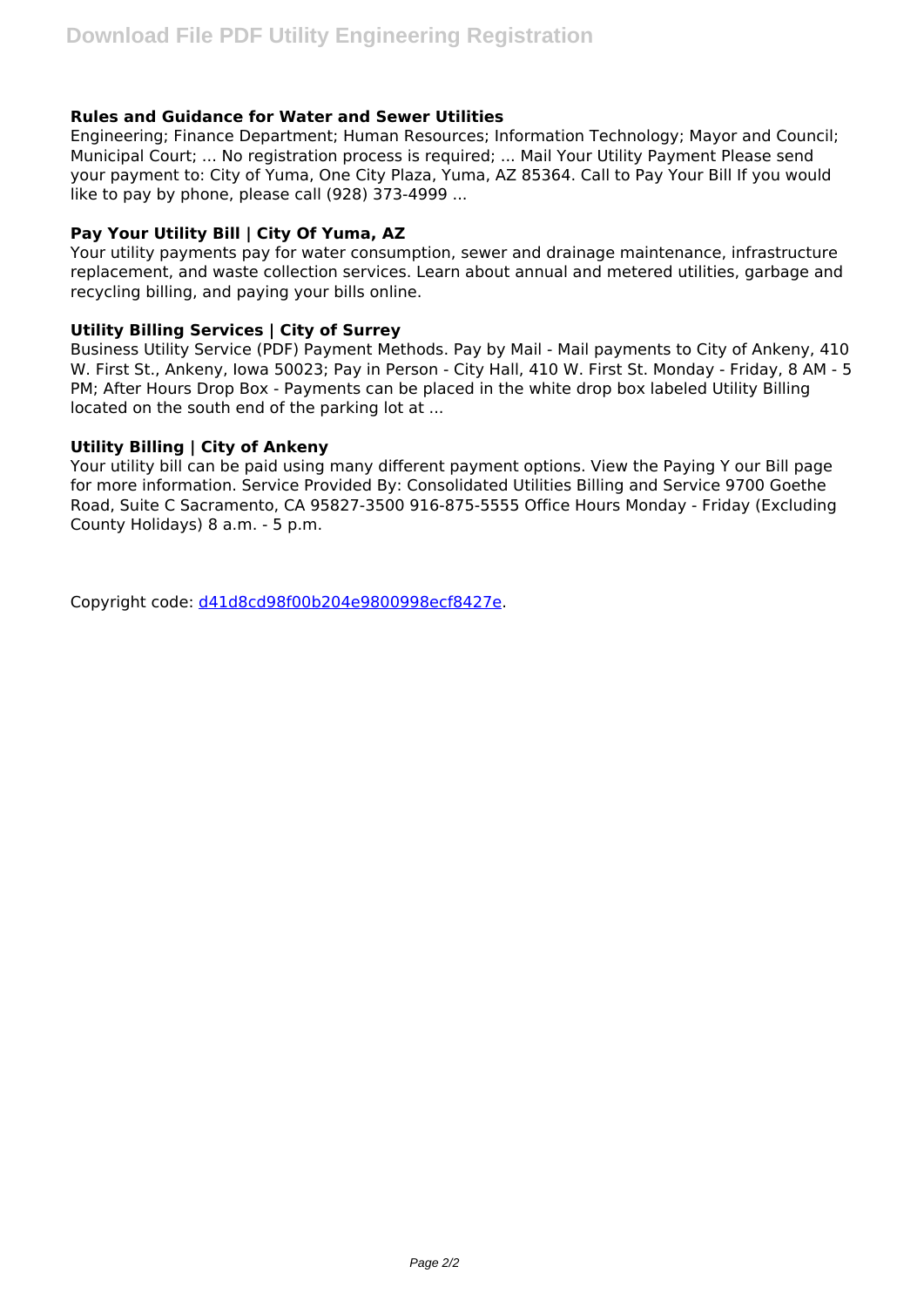### Rules and Guidance for Water and Sewer Utilities

Engineering; Finance Department; Human Resources; Information Technology; Mayor and Council; Municipal Court; ... No registration process is required; ... Mail Your Utility Payment Please send your payment to: City of Yuma, One City Plaza, Yuma, AZ 85364. Call to Pay Your Bill If you would like to pay by phone, please call (928) 373-4999 ...

### Pay Your Utility Bill | City Of Yuma, AZ

Your utility payments pay for water consumption, sewer and drainage maintenance, infrastructure replacement, and waste collection services. Learn about annual and metered utilities, garbage and recycling billing, and paying your bills online.

### Utility Billing Services | City of Surrey

Business Utility Service (PDF) Payment Methods. Pay by Mail - Mail payments to City of Ankeny, 410 W. First St., Ankeny, Iowa 50023; Pay in Person - City Hall, 410 W. First St. Monday - Friday, 8 AM - 5 PM; After Hours Drop Box - Payments can be placed in the white drop box labeled Utility Billing located on the south end of the parking lot at ...

### Utility Billing | City of Ankeny

Your utility bill can be paid using many different payment options. View the Paying Y our Bill page for more information. Service Provided By: Consolidated Utilities Billing and Service 9700 Goethe Road, Suite C Sacramento, CA 95827-3500 916-875-5555 Office Hours Monday - Friday (Excluding County Holidays) 8 a.m. - 5 p.m.

Copyright code: d41d8cd98f00b204e9800998ecf8427e.